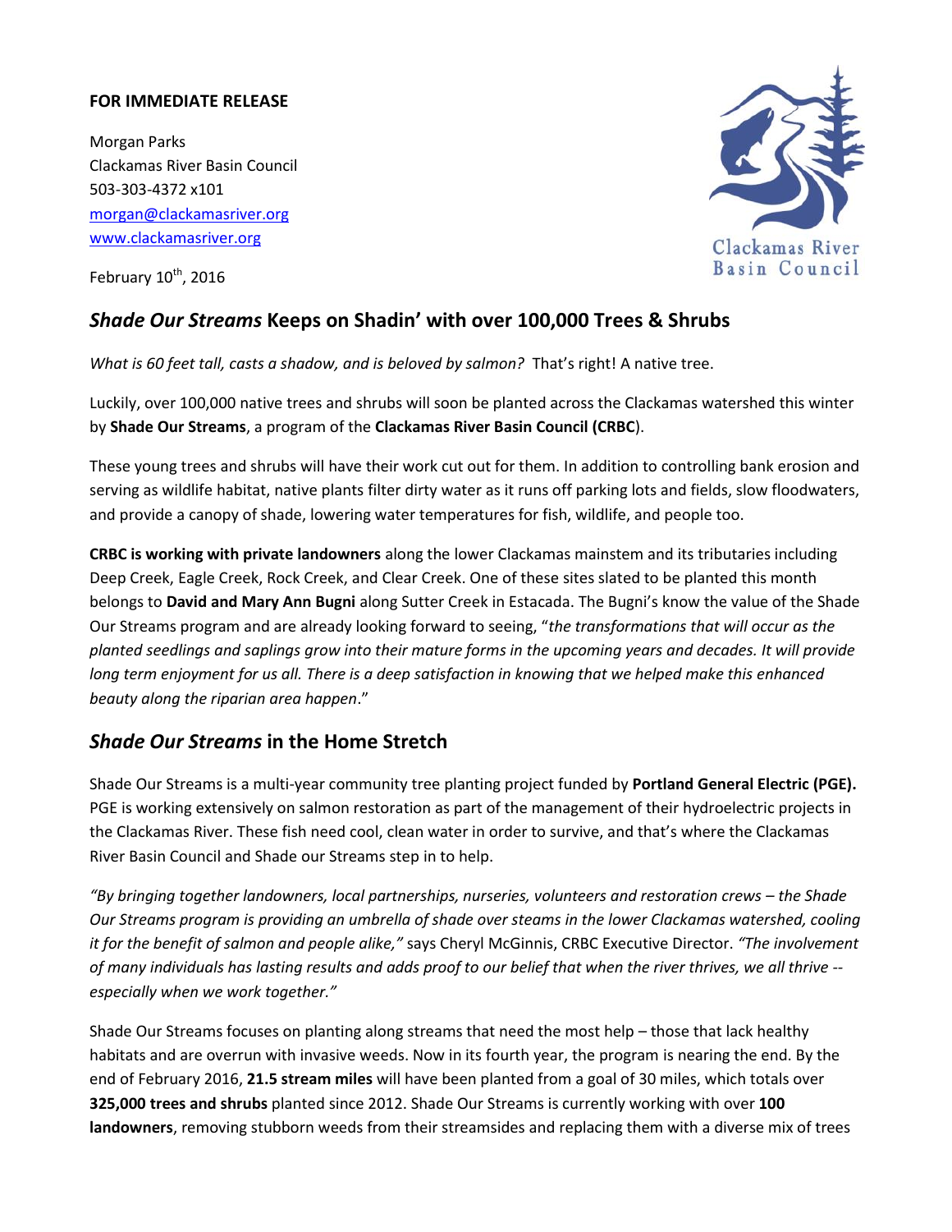**FOR IMMEDIATE RELEASE**

Morgan Parks
Clackamas River Basin Council
503-303-4372 x101
morgan@clackamasriver.org
www.clackamasriver.org

Clackamas River Basin Council

February 10th, 2016

## *Shade Our Streams* Keeps on Shadin' with over 100,000 Trees & Shrubs

*What is 60 feet tall, casts a shadow, and is beloved by salmon?* That's right! A native tree.

Luckily, over 100,000 native trees and shrubs will soon be planted across the Clackamas watershed this winter by **Shade Our Streams**, a program of the **Clackamas River Basin Council (CRBC**).

These young trees and shrubs will have their work cut out for them. In addition to controlling bank erosion and serving as wildlife habitat, native plants filter dirty water as it runs off parking lots and fields, slow floodwaters, and provide a canopy of shade, lowering water temperatures for fish, wildlife, and people too.

**CRBC is working with private landowners** along the lower Clackamas mainstem and its tributaries including Deep Creek, Eagle Creek, Rock Creek, and Clear Creek. One of these sites slated to be planted this month belongs to **David and Mary Ann Bugni** along Sutter Creek in Estacada. The Bugni's know the value of the Shade Our Streams program and are already looking forward to seeing, "*the transformations that will occur as the planted seedlings and saplings grow into their mature forms in the upcoming years and decades. It will provide long term enjoyment for us all. There is a deep satisfaction in knowing that we helped make this enhanced beauty along the riparian area happen*."

## *Shade Our Streams* in the Home Stretch

Shade Our Streams is a multi-year community tree planting project funded by **Portland General Electric (PGE).** PGE is working extensively on salmon restoration as part of the management of their hydroelectric projects in the Clackamas River. These fish need cool, clean water in order to survive, and that's where the Clackamas River Basin Council and Shade our Streams step in to help.

*"By bringing together landowners, local partnerships, nurseries, volunteers and restoration crews – the Shade Our Streams program is providing an umbrella of shade over steams in the lower Clackamas watershed, cooling it for the benefit of salmon and people alike,"* says Cheryl McGinnis, CRBC Executive Director. *"The involvement of many individuals has lasting results and adds proof to our belief that when the river thrives, we all thrive -- especially when we work together."*

Shade Our Streams focuses on planting along streams that need the most help – those that lack healthy habitats and are overrun with invasive weeds. Now in its fourth year, the program is nearing the end. By the end of February 2016, **21.5 stream miles** will have been planted from a goal of 30 miles, which totals over **325,000 trees and shrubs** planted since 2012. Shade Our Streams is currently working with over **100 landowners**, removing stubborn weeds from their streamsides and replacing them with a diverse mix of trees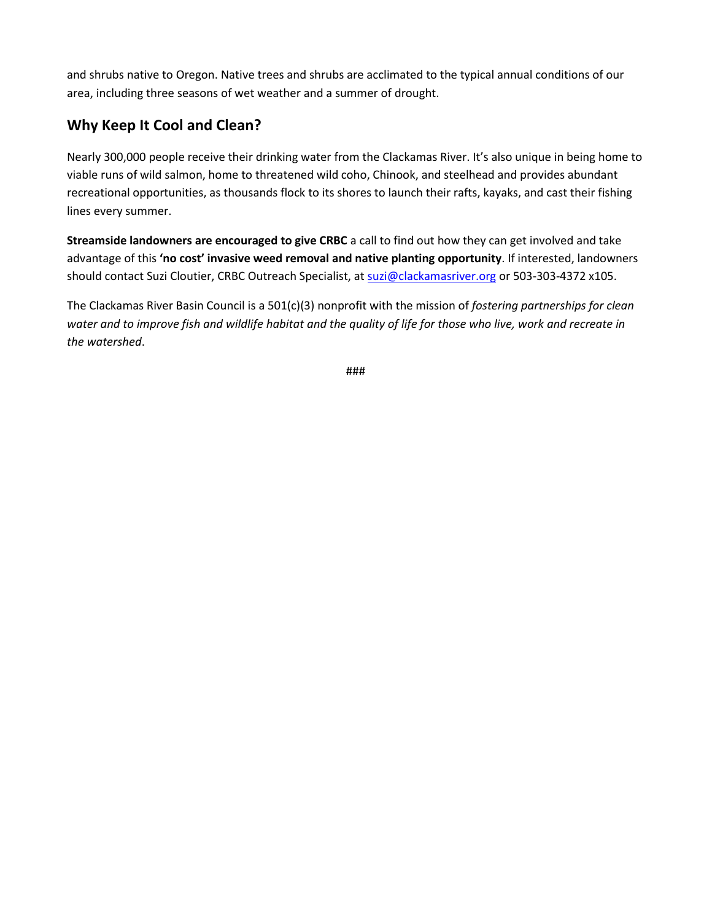and shrubs native to Oregon. Native trees and shrubs are acclimated to the typical annual conditions of our area, including three seasons of wet weather and a summer of drought.

## Why Keep It Cool and Clean?

Nearly 300,000 people receive their drinking water from the Clackamas River. It's also unique in being home to viable runs of wild salmon, home to threatened wild coho, Chinook, and steelhead and provides abundant recreational opportunities, as thousands flock to its shores to launch their rafts, kayaks, and cast their fishing lines every summer.

**Streamside landowners are encouraged to give CRBC** a call to find out how they can get involved and take advantage of this **'no cost' invasive weed removal and native planting opportunity**. If interested, landowners should contact Suzi Cloutier, CRBC Outreach Specialist, at suzi@clackamasriver.org or 503-303-4372 x105.

The Clackamas River Basin Council is a 501(c)(3) nonprofit with the mission of *fostering partnerships for clean water and to improve fish and wildlife habitat and the quality of life for those who live, work and recreate in the watershed*.

###